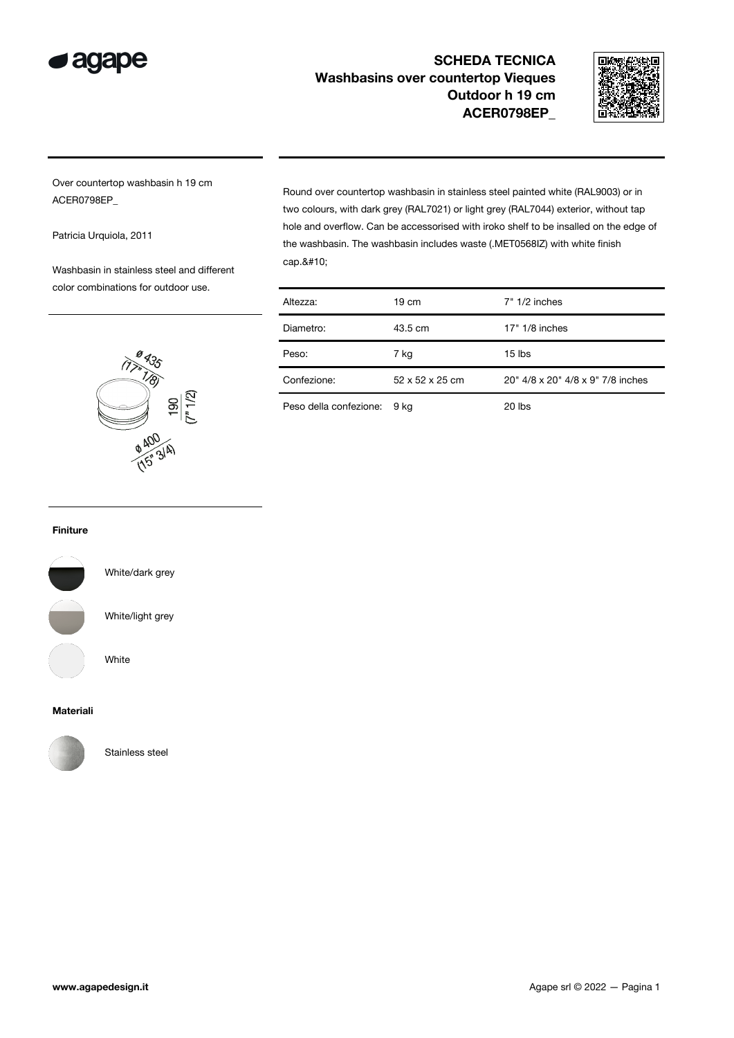# SCHEDA TECNICA
## Washbasins over countertop Vieques Outdoor h 19 cm ACER0798EP_

Over countertop washbasin h 19 cm
ACER0798EP_

Patricia Urquiola, 2011

Washbasin in stainless steel and different color combinations for outdoor use.

ø 435
(17" 1/8)

190
(7" 1/2)

ø 400
(15" 3/4)

Round over countertop washbasin in stainless steel painted white (RAL9003) or in two colours, with dark grey (RAL7021) or light grey (RAL7044) exterior, without tap hole and overflow. Can be accessorised with iroko shelf to be insalled on the edge of the washbasin. The washbasin includes waste (.MET0568IZ) with white finish cap.&#10;

| Altezza: | 19 cm | 7" 1/2 inches |
|---|---|---|
| Diametro: | 43.5 cm | 17" 1/8 inches |
| Peso: | 7 kg | 15 lbs |
| Confezione: | 52 x 52 x 25 cm | 20" 4/8 x 20" 4/8 x 9" 7/8 inches |
| Peso della confezione: | 9 kg | 20 lbs |

**Finiture**

White/dark grey

White/light grey

White

**Materiali**

Stainless steel

www.agapedesign.it

Agape srl © 2022 — Pagina 1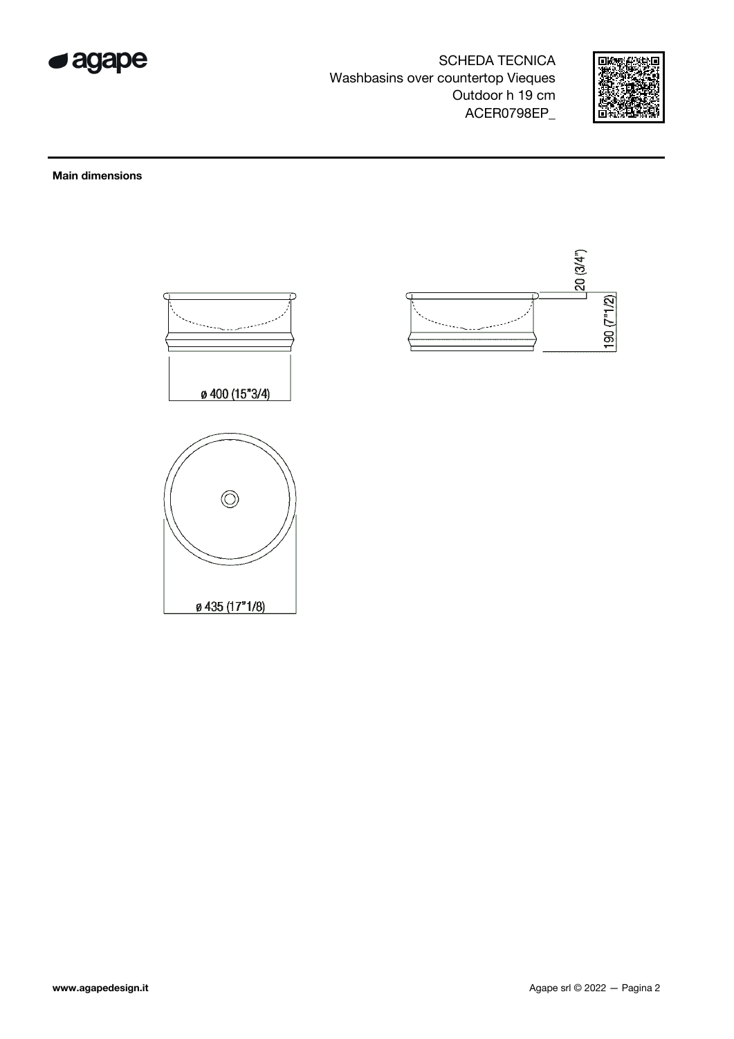SCHEDA TECNICA
Washbasins over countertop Vieques
Outdoor h 19 cm
ACER0798EP_

**Main dimensions**

20 (3/4")

190 (7"1/2)

ø 400 (15"3/4)

ø 435 (17"1/8)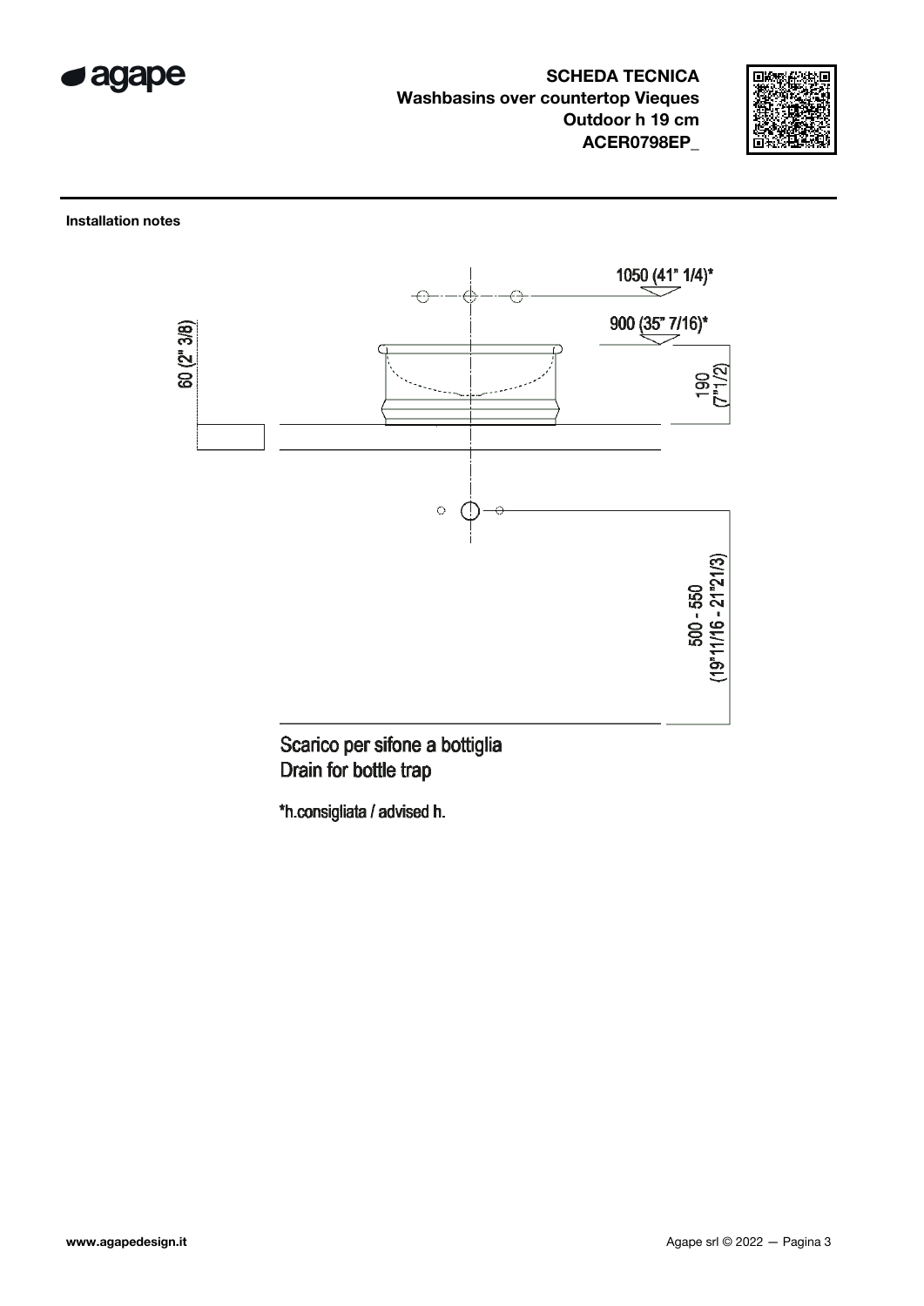**SCHEDA TECNICA**
**Washbasins over countertop Vieques**
**Outdoor h 19 cm**
**ACER0798EP_**

**Installation notes**

1050 (41" 1/4)*

900 (35" 7/16)*

60 (2" 3/8)

190 (7"1/2)

500 - 550 (19"11/16 - 21"21/3)

Scarico per sifone a bottiglia
Drain for bottle trap

*h.consigliata / advised h.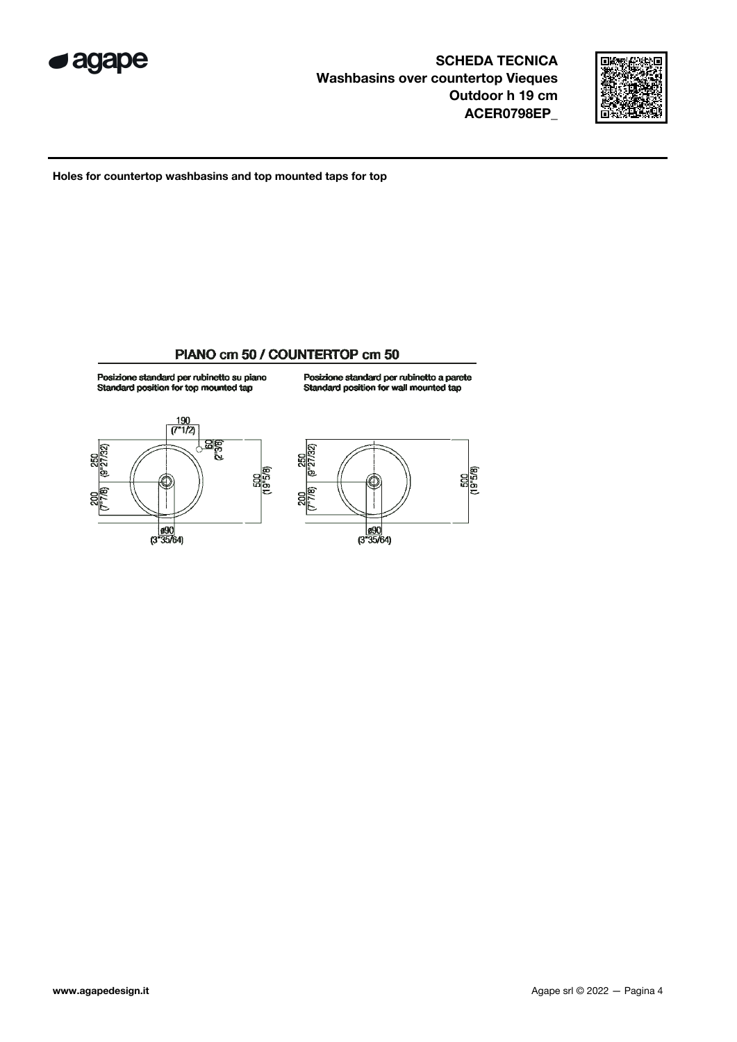# SCHEDA TECNICA
## Washbasins over countertop Vieques
## Outdoor h 19 cm
## ACER0798EP_

**Holes for countertop washbasins and top mounted taps for top**

### PIANO cm 50 / COUNTERTOP cm 50

Posizione standard per rubinetto su piano
Standard position for top mounted tap

190 (7"1/2)
60 (2"3/8)
250 (9"27/32)
200 (7"7/8)
500 (19"5/8)
ø90 (3"35/64)

Posizione standard per rubinetto a parete
Standard position for wall mounted tap

250 (9"27/32)
200 (7"7/8)
500 (19"5/8)
ø90 (3"35/64)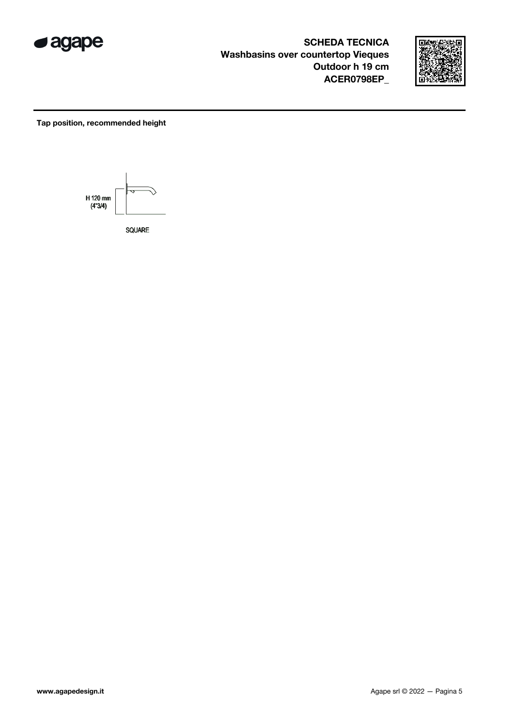SCHEDA TECNICA
Washbasins over countertop Vieques
Outdoor h 19 cm
ACER0798EP_

**Tap position, recommended height**

H 120 mm
(4"3/4)

SQUARE